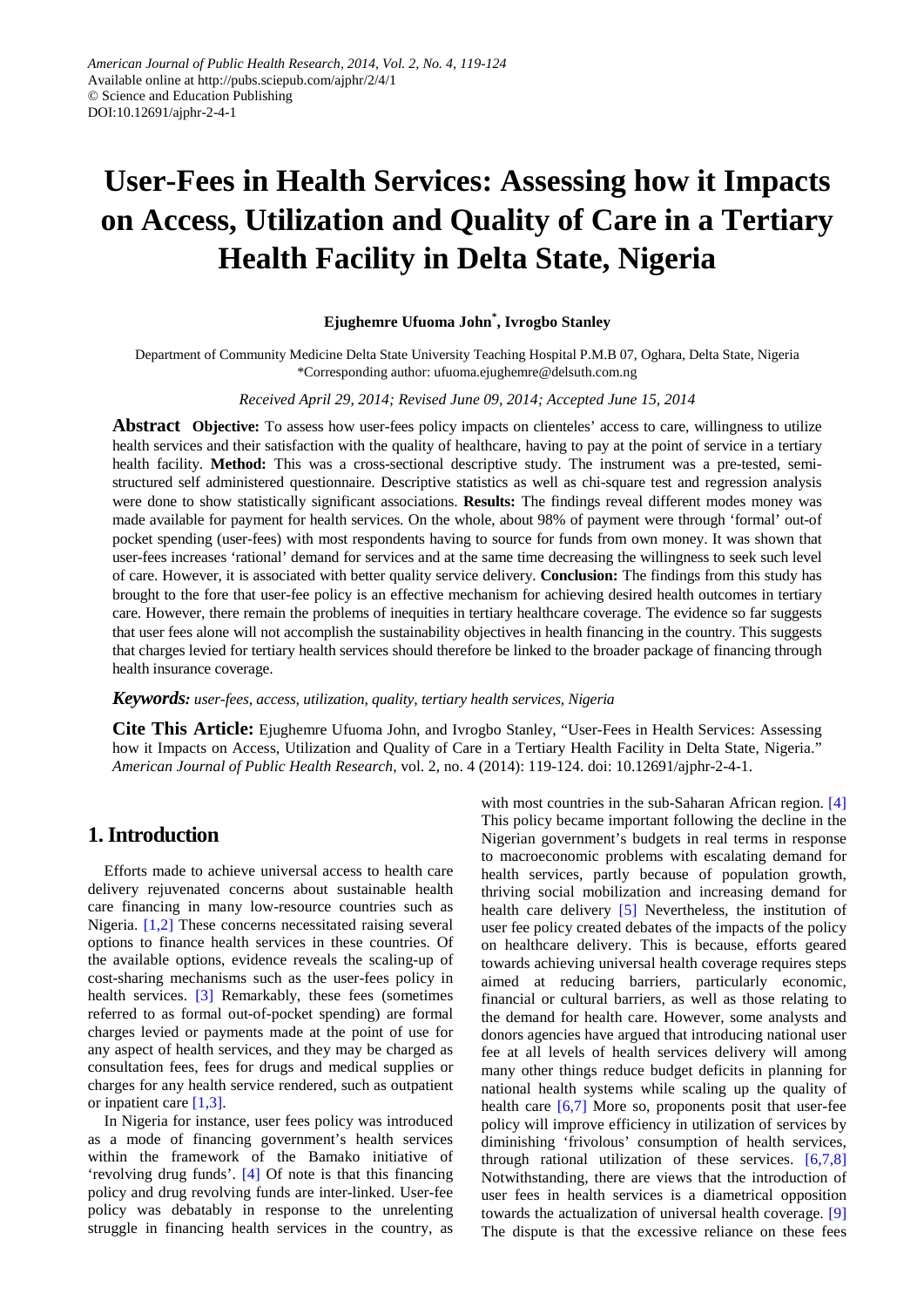# User-Fees in Health Services: Assessing how it Impacts on Access, Utilization and Quality of Care in a Tertiary Health Facility in Delta State, Nigeria

**Ejughemre Ufuoma John[*], Ivrogbo Stanley**

Department of Community Medicine Delta State University Teaching Hospital P.M.B 07, Oghara, Delta State, Nigeria
*Corresponding author: ufuoma.ejughemre@delsuth.com.ng

*Received April 29, 2014; Revised June 09, 2014; Accepted June 15, 2014*

**Abstract** **Objective:** To assess how user-fees policy impacts on clienteles' access to care, willingness to utilize health services and their satisfaction with the quality of healthcare, having to pay at the point of service in a tertiary health facility. **Method:** This was a cross-sectional descriptive study. The instrument was a pre-tested, semi-structured self administered questionnaire. Descriptive statistics as well as chi-square test and regression analysis were done to show statistically significant associations. **Results:** The findings reveal different modes money was made available for payment for health services. On the whole, about 98% of payment were through 'formal' out-of pocket spending (user-fees) with most respondents having to source for funds from own money. It was shown that user-fees increases 'rational' demand for services and at the same time decreasing the willingness to seek such level of care. However, it is associated with better quality service delivery. **Conclusion:** The findings from this study has brought to the fore that user-fee policy is an effective mechanism for achieving desired health outcomes in tertiary care. However, there remain the problems of inequities in tertiary healthcare coverage. The evidence so far suggests that user fees alone will not accomplish the sustainability objectives in health financing in the country. This suggests that charges levied for tertiary health services should therefore be linked to the broader package of financing through health insurance coverage.

***Keywords:*** *user-fees, access, utilization, quality, tertiary health services, Nigeria*

**Cite This Article:** Ejughemre Ufuoma John, and Ivrogbo Stanley, "User-Fees in Health Services: Assessing how it Impacts on Access, Utilization and Quality of Care in a Tertiary Health Facility in Delta State, Nigeria." *American Journal of Public Health Research*, vol. 2, no. 4 (2014): 119-124. doi: 10.12691/ajphr-2-4-1.

## 1. Introduction

Efforts made to achieve universal access to health care delivery rejuvenated concerns about sustainable health care financing in many low-resource countries such as Nigeria. [1,2] These concerns necessitated raising several options to finance health services in these countries. Of the available options, evidence reveals the scaling-up of cost-sharing mechanisms such as the user-fees policy in health services. [3] Remarkably, these fees (sometimes referred to as formal out-of-pocket spending) are formal charges levied or payments made at the point of use for any aspect of health services, and they may be charged as consultation fees, fees for drugs and medical supplies or charges for any health service rendered, such as outpatient or inpatient care [1,3].

In Nigeria for instance, user fees policy was introduced as a mode of financing government's health services within the framework of the Bamako initiative of 'revolving drug funds'. [4] Of note is that this financing policy and drug revolving funds are inter-linked. User-fee policy was debatably in response to the unrelenting struggle in financing health services in the country, as with most countries in the sub-Saharan African region. [4] This policy became important following the decline in the Nigerian government's budgets in real terms in response to macroeconomic problems with escalating demand for health services, partly because of population growth, thriving social mobilization and increasing demand for health care delivery [5] Nevertheless, the institution of user fee policy created debates of the impacts of the policy on healthcare delivery. This is because, efforts geared towards achieving universal health coverage requires steps aimed at reducing barriers, particularly economic, financial or cultural barriers, as well as those relating to the demand for health care. However, some analysts and donors agencies have argued that introducing national user fee at all levels of health services delivery will among many other things reduce budget deficits in planning for national health systems while scaling up the quality of health care [6,7] More so, proponents posit that user-fee policy will improve efficiency in utilization of services by diminishing 'frivolous' consumption of health services, through rational utilization of these services. [6,7,8] Notwithstanding, there are views that the introduction of user fees in health services is a diametrical opposition towards the actualization of universal health coverage. [9] The dispute is that the excessive reliance on these fees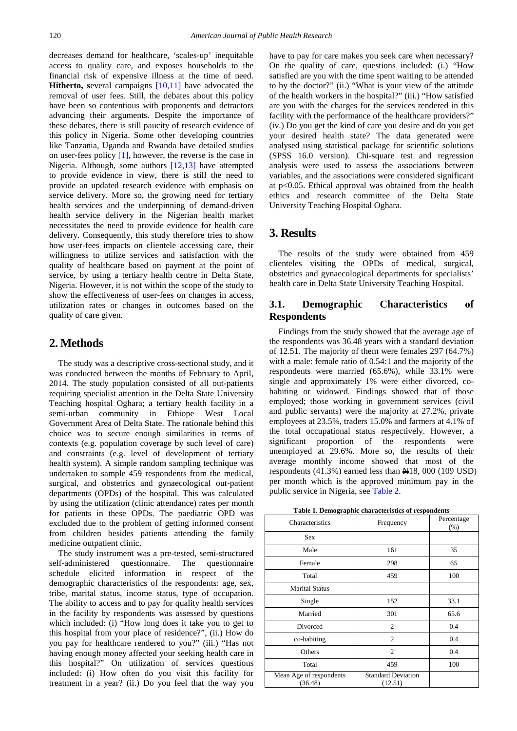decreases demand for healthcare, 'scales-up' inequitable access to quality care, and exposes households to the financial risk of expensive illness at the time of need. **Hitherto, s**everal campaigns [10,11] have advocated the removal of user fees. Still, the debates about this policy have been so contentious with proponents and detractors advancing their arguments. Despite the importance of these debates, there is still paucity of research evidence of this policy in Nigeria. Some other developing countries like Tanzania, Uganda and Rwanda have detailed studies on user-fees policy [1], however, the reverse is the case in Nigeria. Although, some authors [12,13] have attempted to provide evidence in view, there is still the need to provide an updated research evidence with emphasis on service delivery. More so, the growing need for tertiary health services and the underpinning of demand-driven health service delivery in the Nigerian health market necessitates the need to provide evidence for health care delivery. Consequently, this study therefore tries to show how user-fees impacts on clientele accessing care, their willingness to utilize services and satisfaction with the quality of healthcare based on payment at the point of service, by using a tertiary health centre in Delta State, Nigeria. However, it is not within the scope of the study to show the effectiveness of user-fees on changes in access, utilization rates or changes in outcomes based on the quality of care given.

## 2. Methods

The study was a descriptive cross-sectional study, and it was conducted between the months of February to April, 2014. The study population consisted of all out-patients requiring specialist attention in the Delta State University Teaching hospital Oghara; a tertiary health facility in a semi-urban community in Ethiope West Local Government Area of Delta State. The rationale behind this choice was to secure enough similarities in terms of contexts (e.g. population coverage by such level of care) and constraints (e.g. level of development of tertiary health system). A simple random sampling technique was undertaken to sample 459 respondents from the medical, surgical, and obstetrics and gynaecological out-patient departments (OPDs) of the hospital. This was calculated by using the utilization (clinic attendance) rates per month for patients in these OPDs. The paediatric OPD was excluded due to the problem of getting informed consent from children besides patients attending the family medicine outpatient clinic.

The study instrument was a pre-tested, semi-structured self-administered questionnaire. The questionnaire schedule elicited information in respect of the demographic characteristics of the respondents: age, sex, tribe, marital status, income status, type of occupation. The ability to access and to pay for quality health services in the facility by respondents was assessed by questions which included: (i) "How long does it take you to get to this hospital from your place of residence?", (ii.) How do you pay for healthcare rendered to you?" (iii.) "Has not having enough money affected your seeking health care in this hospital?" On utilization of services questions included: (i) How often do you visit this facility for treatment in a year? (ii.) Do you feel that the way you have to pay for care makes you seek care when necessary? On the quality of care, questions included: (i.) "How satisfied are you with the time spent waiting to be attended to by the doctor?" (ii.) "What is your view of the attitude of the health workers in the hospital?" (iii.) "How satisfied are you with the charges for the services rendered in this facility with the performance of the healthcare providers?" (iv.) Do you get the kind of care you desire and do you get your desired health state? The data generated were analysed using statistical package for scientific solutions (SPSS 16.0 version). Chi-square test and regression analysis were used to assess the associations between variables, and the associations were considered significant at $p<0.05$. Ethical approval was obtained from the health ethics and research committee of the Delta State University Teaching Hospital Oghara.

## 3. Results

The results of the study were obtained from 459 clienteles visiting the OPDs of medical, surgical, obstetrics and gynaecological departments for specialists' health care in Delta State University Teaching Hospital.

### 3.1. Demographic Characteristics of Respondents

Findings from the study showed that the average age of the respondents was 36.48 years with a standard deviation of 12.51. The majority of them were females 297 (64.7%) with a male: female ratio of 0.54:1 and the majority of the respondents were married (65.6%), while 33.1% were single and approximately 1% were either divorced, co-habiting or widowed. Findings showed that of those employed; those working in government services (civil and public servants) were the majority at 27.2%, private employees at 23.5%, traders 15.0% and farmers at 4.1% of the total occupational status respectively. However, a significant proportion of the respondents were unemployed at 29.6%. More so, the results of their average monthly income showed that most of the respondents (41.3%) earned less than ₦18, 000 (109 USD) per month which is the approved minimum pay in the public service in Nigeria, see Table 2.

**Table 1. Demographic characteristics of respondents**

| Characteristics | Frequency | Percentage (%) |
|---|---|---|
| Sex | | |
| Male | 161 | 35 |
| Female | 298 | 65 |
| Total | 459 | 100 |
| Marital Status | | |
| Single | 152 | 33.1 |
| Married | 301 | 65.6 |
| Divorced | 2 | 0.4 |
| co-habiting | 2 | 0.4 |
| Others | 2 | 0.4 |
| Total | 459 | 100 |
| Mean Age of respondents (36.48) | Standard Deviation (12.51) | |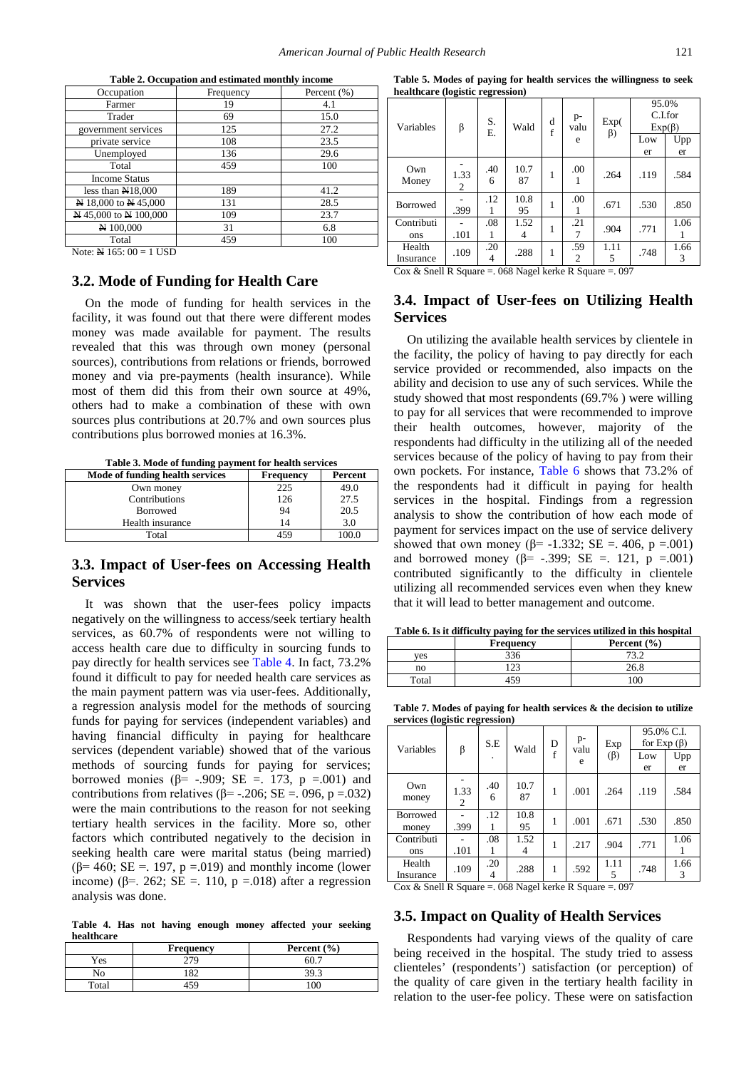**Table 2. Occupation and estimated monthly income**

| Occupation | Frequency | Percent (%) |
|---|---|---|
| Farmer | 19 | 4.1 |
| Trader | 69 | 15.0 |
| government services | 125 | 27.2 |
| private service | 108 | 23.5 |
| Unemployed | 136 | 29.6 |
| Total | 459 | 100 |
| Income Status | | |
| less than ₦18,000 | 189 | 41.2 |
| ₦ 18,000 to ₦ 45,000 | 131 | 28.5 |
| ₦ 45,000 to ₦ 100,000 | 109 | 23.7 |
| ₦ 100,000 | 31 | 6.8 |
| Total | 459 | 100 |

Note: ₦ 165: 00 = 1 USD

## 3.2. Mode of Funding for Health Care

On the mode of funding for health services in the facility, it was found out that there were different modes money was made available for payment. The results revealed that this was through own money (personal sources), contributions from relations or friends, borrowed money and via pre-payments (health insurance). While most of them did this from their own source at 49%, others had to make a combination of these with own sources plus contributions at 20.7% and own sources plus contributions plus borrowed monies at 16.3%.

**Table 3. Mode of funding payment for health services**

| Mode of funding health services | Frequency | Percent |
|---|---|---|
| Own money | 225 | 49.0 |
| Contributions | 126 | 27.5 |
| Borrowed | 94 | 20.5 |
| Health insurance | 14 | 3.0 |
| Total | 459 | 100.0 |

## 3.3. Impact of User-fees on Accessing Health Services

It was shown that the user-fees policy impacts negatively on the willingness to access/seek tertiary health services, as 60.7% of respondents were not willing to access health care due to difficulty in sourcing funds to pay directly for health services see Table 4. In fact, 73.2% found it difficult to pay for needed health care services as the main payment pattern was via user-fees. Additionally, a regression analysis model for the methods of sourcing funds for paying for services (independent variables) and having financial difficulty in paying for healthcare services (dependent variable) showed that of the various methods of sourcing funds for paying for services; borrowed monies (β= -.909; SE =. 173, p =.001) and contributions from relatives (β= -.206; SE =. 096, p =.032) were the main contributions to the reason for not seeking tertiary health services in the facility. More so, other factors which contributed negatively to the decision in seeking health care were marital status (being married) (β= 460; SE =. 197, p =.019) and monthly income (lower income) (β=. 262; SE =. 110, p =.018) after a regression analysis was done.

**Table 4. Has not having enough money affected your seeking healthcare**

| | Frequency | Percent (%) |
|---|---|---|
| Yes | 279 | 60.7 |
| No | 182 | 39.3 |
| Total | 459 | 100 |

**Table 5. Modes of paying for health services the willingness to seek healthcare (logistic regression)**

| Variables | β | S.E. | Wald | df | p-value | Exp(β) | 95.0% C.I.for Exp(β) | |
|---|---|---|---|---|---|---|---|---|
| | | | | | | | Lower | Upper |
| Own Money | -1.332 | .406 | 10.787 | 1 | .001 | .264 | .119 | .584 |
| Borrowed | -.399 | .121 | 10.895 | 1 | .001 | .671 | .530 | .850 |
| Contributions | -.101 | .081 | 1.524 | 1 | .217 | .904 | .771 | 1.061 |
| Health Insurance | .109 | .204 | .288 | 1 | .592 | 1.115 | .748 | 1.663 |

Cox & Snell R Square =. 068 Nagel kerke R Square =. 097

## 3.4. Impact of User-fees on Utilizing Health Services

On utilizing the available health services by clientele in the facility, the policy of having to pay directly for each service provided or recommended, also impacts on the ability and decision to use any of such services. While the study showed that most respondents (69.7% ) were willing to pay for all services that were recommended to improve their health outcomes, however, majority of the respondents had difficulty in the utilizing all of the needed services because of the policy of having to pay from their own pockets. For instance, Table 6 shows that 73.2% of the respondents had it difficult in paying for health services in the hospital. Findings from a regression analysis to show the contribution of how each mode of payment for services impact on the use of service delivery showed that own money (β= -1.332; SE =. 406, p =.001) and borrowed money (β= -.399; SE =. 121, p =.001) contributed significantly to the difficulty in clientele utilizing all recommended services even when they knew that it will lead to better management and outcome.

**Table 6. Is it difficulty paying for the services utilized in this hospital**

| | Frequency | Percent (%) |
|---|---|---|
| yes | 336 | 73.2 |
| no | 123 | 26.8 |
| Total | 459 | 100 |

**Table 7. Modes of paying for health services & the decision to utilize services (logistic regression)**

| Variables | β | S.E. | Wald | Df | p-value | Exp (β) | 95.0% C.I. for Exp (β) | |
|---|---|---|---|---|---|---|---|---|
| | | | | | | | Lower | Upper |
| Own money | -1.332 | .406 | 10.787 | 1 | .001 | .264 | .119 | .584 |
| Borrowed money | -.399 | .121 | 10.895 | 1 | .001 | .671 | .530 | .850 |
| Contributions | -.101 | .081 | 1.524 | 1 | .217 | .904 | .771 | 1.061 |
| Health Insurance | .109 | .204 | .288 | 1 | .592 | 1.115 | .748 | 1.663 |

Cox & Snell R Square =. 068 Nagel kerke R Square =. 097

## 3.5. Impact on Quality of Health Services

Respondents had varying views of the quality of care being received in the hospital. The study tried to assess clienteles' (respondents') satisfaction (or perception) of the quality of care given in the tertiary health facility in relation to the user-fee policy. These were on satisfaction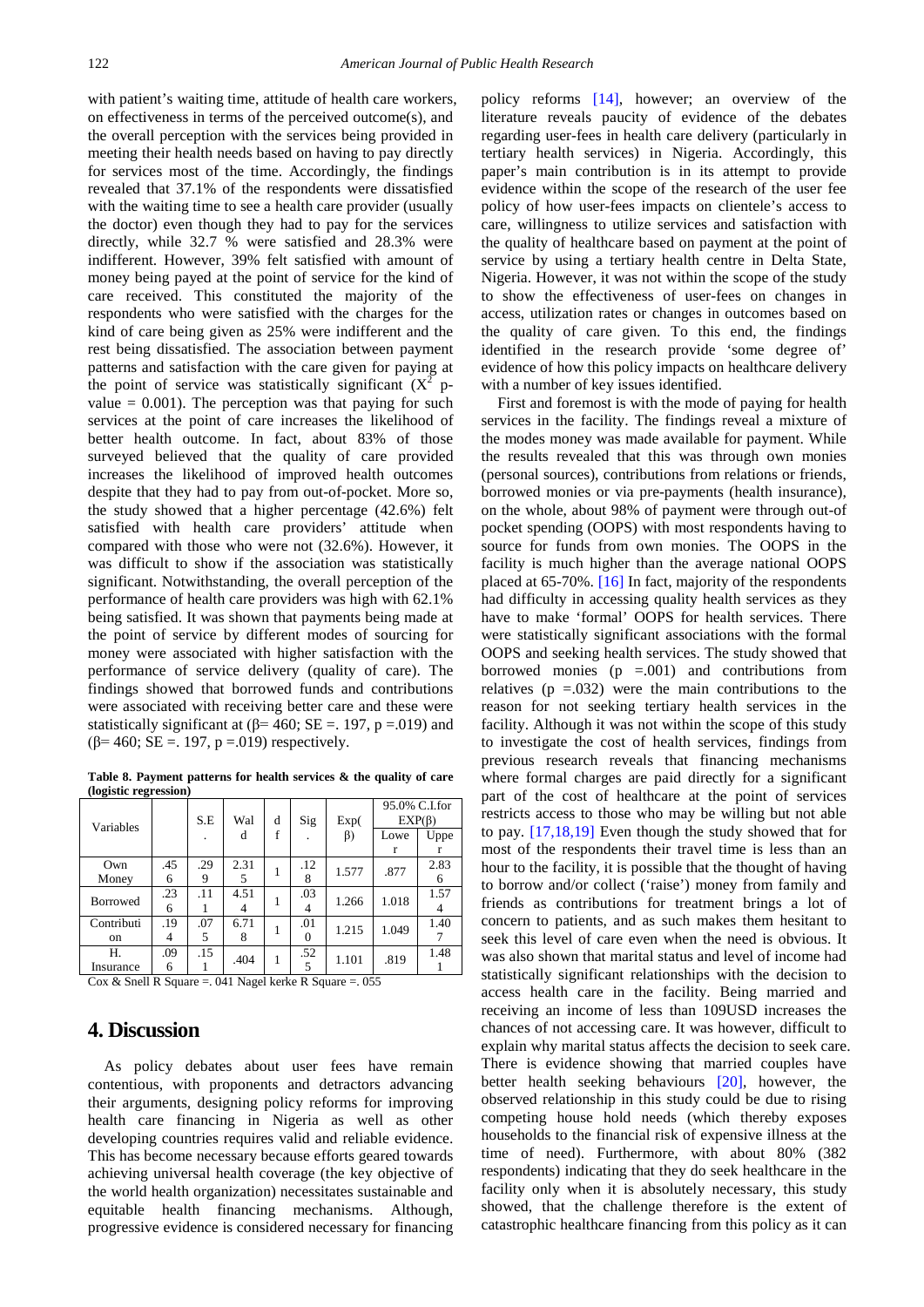with patient's waiting time, attitude of health care workers, on effectiveness in terms of the perceived outcome(s), and the overall perception with the services being provided in meeting their health needs based on having to pay directly for services most of the time. Accordingly, the findings revealed that 37.1% of the respondents were dissatisfied with the waiting time to see a health care provider (usually the doctor) even though they had to pay for the services directly, while 32.7 % were satisfied and 28.3% were indifferent. However, 39% felt satisfied with amount of money being payed at the point of service for the kind of care received. This constituted the majority of the respondents who were satisfied with the charges for the kind of care being given as 25% were indifferent and the rest being dissatisfied. The association between payment patterns and satisfaction with the care given for paying at the point of service was statistically significant ($X^2$ p-value = 0.001). The perception was that paying for such services at the point of care increases the likelihood of better health outcome. In fact, about 83% of those surveyed believed that the quality of care provided increases the likelihood of improved health outcomes despite that they had to pay for them from out-of-pocket. More so, the study showed that a higher percentage (42.6%) felt satisfied with health care providers' attitude when compared with those who were not (32.6%). However, it was difficult to show if the association was statistically significant. Notwithstanding, the overall perception of the performance of health care providers was high with 62.1% being satisfied. It was shown that payments being made at the point of service by different modes of sourcing for money were associated with higher satisfaction with the performance of service delivery (quality of care). The findings showed that borrowed funds and contributions were associated with receiving better care and these were statistically significant at (β= 460; SE =. 197, p =.019) and (β= 460; SE =. 197, p =.019) respectively.

**Table 8. Payment patterns for health services & the quality of care (logistic regression)**

| Variables | | S.E. | Wald | df | Sig. | Exp(β) | 95.0% C.I.for EXP(β) | |
|---|---|---|---|---|---|---|---|---|
| | | | | | | | Lower | Upper |
| Own Money | .456 | .299 | 2.315 | 1 | .128 | 1.577 | .877 | 2.836 |
| Borrowed | .236 | .111 | 4.514 | 1 | .034 | 1.266 | 1.018 | 1.574 |
| Contribution | .194 | .075 | 6.718 | 1 | .010 | 1.215 | 1.049 | 1.407 |
| H. Insurance | .096 | .151 | .404 | 1 | .525 | 1.101 | .819 | 1.481 |

Cox & Snell R Square =. 041 Nagel kerke R Square =. 055

## 4. Discussion

As policy debates about user fees have remain contentious, with proponents and detractors advancing their arguments, designing policy reforms for improving health care financing in Nigeria as well as other developing countries requires valid and reliable evidence. This has become necessary because efforts geared towards achieving universal health coverage (the key objective of the world health organization) necessitates sustainable and equitable health financing mechanisms. Although, progressive evidence is considered necessary for financing policy reforms [14], however; an overview of the literature reveals paucity of evidence of the debates regarding user-fees in health care delivery (particularly in tertiary health services) in Nigeria. Accordingly, this paper's main contribution is in its attempt to provide evidence within the scope of the research of the user fee policy of how user-fees impacts on clientele's access to care, willingness to utilize services and satisfaction with the quality of healthcare based on payment at the point of service by using a tertiary health centre in Delta State, Nigeria. However, it was not within the scope of the study to show the effectiveness of user-fees on changes in access, utilization rates or changes in outcomes based on the quality of care given. To this end, the findings identified in the research provide 'some degree of' evidence of how this policy impacts on healthcare delivery with a number of key issues identified.

First and foremost is with the mode of paying for health services in the facility. The findings reveal a mixture of the modes money was made available for payment. While the results revealed that this was through own monies (personal sources), contributions from relations or friends, borrowed monies or via pre-payments (health insurance), on the whole, about 98% of payment were through out-of pocket spending (OOPS) with most respondents having to source for funds from own monies. The OOPS in the facility is much higher than the average national OOPS placed at 65-70%. [16] In fact, majority of the respondents had difficulty in accessing quality health services as they have to make 'formal' OOPS for health services. There were statistically significant associations with the formal OOPS and seeking health services. The study showed that borrowed monies (p =.001) and contributions from relatives (p =.032) were the main contributions to the reason for not seeking tertiary health services in the facility. Although it was not within the scope of this study to investigate the cost of health services, findings from previous research reveals that financing mechanisms where formal charges are paid directly for a significant part of the cost of healthcare at the point of services restricts access to those who may be willing but not able to pay. [17,18,19] Even though the study showed that for most of the respondents their travel time is less than an hour to the facility, it is possible that the thought of having to borrow and/or collect ('raise') money from family and friends as contributions for treatment brings a lot of concern to patients, and as such makes them hesitant to seek this level of care even when the need is obvious. It was also shown that marital status and level of income had statistically significant relationships with the decision to access health care in the facility. Being married and receiving an income of less than 109USD increases the chances of not accessing care. It was however, difficult to explain why marital status affects the decision to seek care. There is evidence showing that married couples have better health seeking behaviours [20], however, the observed relationship in this study could be due to rising competing house hold needs (which thereby exposes households to the financial risk of expensive illness at the time of need). Furthermore, with about 80% (382 respondents) indicating that they do seek healthcare in the facility only when it is absolutely necessary, this study showed, that the challenge therefore is the extent of catastrophic healthcare financing from this policy as it can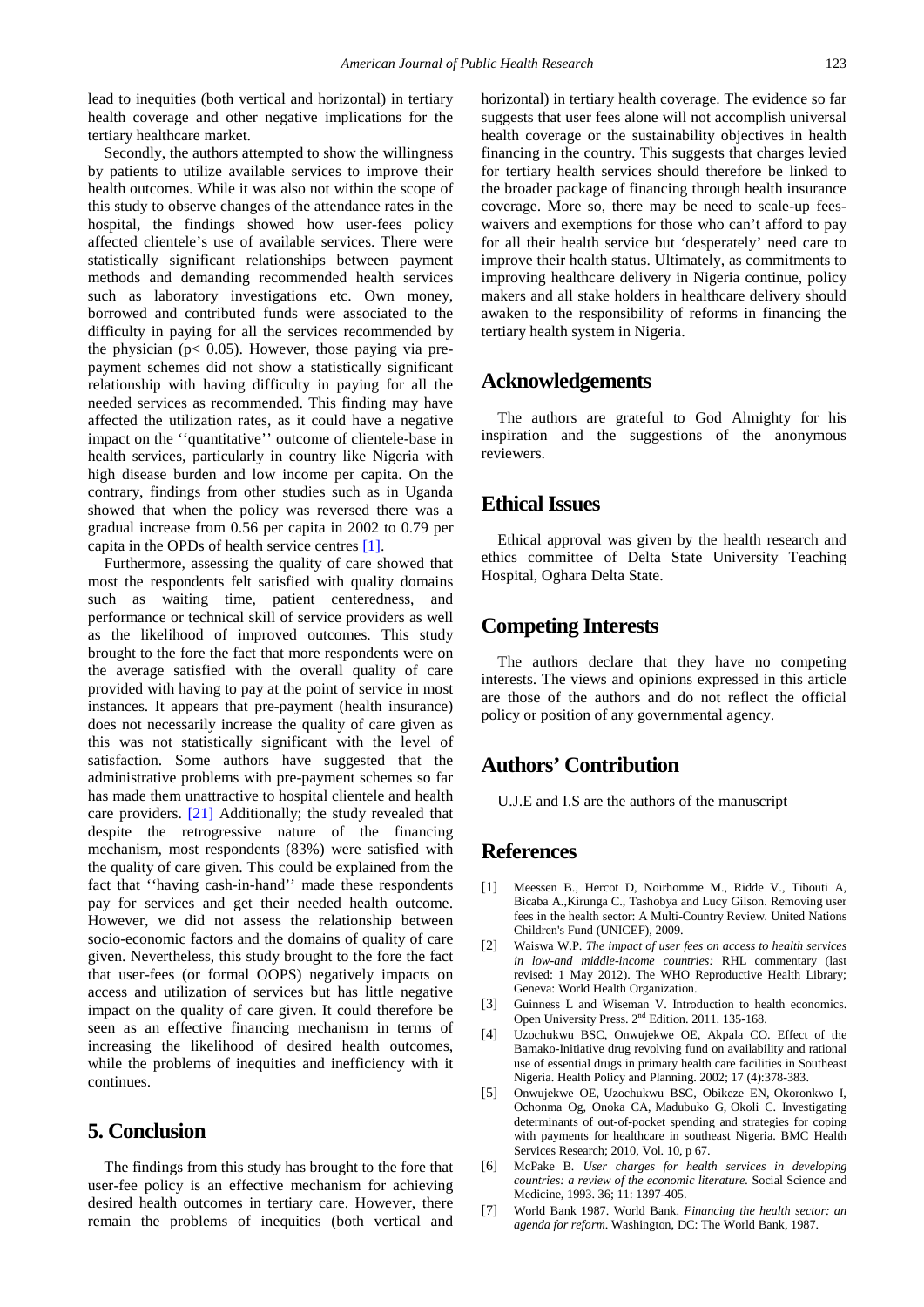lead to inequities (both vertical and horizontal) in tertiary health coverage and other negative implications for the tertiary healthcare market.

Secondly, the authors attempted to show the willingness by patients to utilize available services to improve their health outcomes. While it was also not within the scope of this study to observe changes of the attendance rates in the hospital, the findings showed how user-fees policy affected clientele's use of available services. There were statistically significant relationships between payment methods and demanding recommended health services such as laboratory investigations etc. Own money, borrowed and contributed funds were associated to the difficulty in paying for all the services recommended by the physician ($p < 0.05$). However, those paying via pre-payment schemes did not show a statistically significant relationship with having difficulty in paying for all the needed services as recommended. This finding may have affected the utilization rates, as it could have a negative impact on the ''quantitative'' outcome of clientele-base in health services, particularly in country like Nigeria with high disease burden and low income per capita. On the contrary, findings from other studies such as in Uganda showed that when the policy was reversed there was a gradual increase from 0.56 per capita in 2002 to 0.79 per capita in the OPDs of health service centres [1].

Furthermore, assessing the quality of care showed that most the respondents felt satisfied with quality domains such as waiting time, patient centeredness, and performance or technical skill of service providers as well as the likelihood of improved outcomes. This study brought to the fore the fact that more respondents were on the average satisfied with the overall quality of care provided with having to pay at the point of service in most instances. It appears that pre-payment (health insurance) does not necessarily increase the quality of care given as this was not statistically significant with the level of satisfaction. Some authors have suggested that the administrative problems with pre-payment schemes so far has made them unattractive to hospital clientele and health care providers. [21] Additionally; the study revealed that despite the retrogressive nature of the financing mechanism, most respondents (83%) were satisfied with the quality of care given. This could be explained from the fact that ''having cash-in-hand'' made these respondents pay for services and get their needed health outcome. However, we did not assess the relationship between socio-economic factors and the domains of quality of care given. Nevertheless, this study brought to the fore the fact that user-fees (or formal OOPS) negatively impacts on access and utilization of services but has little negative impact on the quality of care given. It could therefore be seen as an effective financing mechanism in terms of increasing the likelihood of desired health outcomes, while the problems of inequities and inefficiency with it continues.

## 5. Conclusion

The findings from this study has brought to the fore that user-fee policy is an effective mechanism for achieving desired health outcomes in tertiary care. However, there remain the problems of inequities (both vertical and horizontal) in tertiary health coverage. The evidence so far suggests that user fees alone will not accomplish universal health coverage or the sustainability objectives in health financing in the country. This suggests that charges levied for tertiary health services should therefore be linked to the broader package of financing through health insurance coverage. More so, there may be need to scale-up fees-waivers and exemptions for those who can't afford to pay for all their health service but 'desperately' need care to improve their health status. Ultimately, as commitments to improving healthcare delivery in Nigeria continue, policy makers and all stake holders in healthcare delivery should awaken to the responsibility of reforms in financing the tertiary health system in Nigeria.

## Acknowledgements

The authors are grateful to God Almighty for his inspiration and the suggestions of the anonymous reviewers.

## Ethical Issues

Ethical approval was given by the health research and ethics committee of Delta State University Teaching Hospital, Oghara Delta State.

## Competing Interests

The authors declare that they have no competing interests. The views and opinions expressed in this article are those of the authors and do not reflect the official policy or position of any governmental agency.

## Authors' Contribution

U.J.E and I.S are the authors of the manuscript

## References

[1] Meessen B., Hercot D, Noirhomme M., Ridde V., Tibouti A, Bicaba A.,Kirunga C., Tashobya and Lucy Gilson. Removing user fees in the health sector: A Multi-Country Review. United Nations Children's Fund (UNICEF), 2009.

[2] Waiswa W.P. *The impact of user fees on access to health services in low-and middle-income countries:* RHL commentary (last revised: 1 May 2012). The WHO Reproductive Health Library; Geneva: World Health Organization.

[3] Guinness L and Wiseman V. Introduction to health economics. Open University Press. 2nd Edition. 2011. 135-168.

[4] Uzochukwu BSC, Onwujekwe OE, Akpala CO. Effect of the Bamako-Initiative drug revolving fund on availability and rational use of essential drugs in primary health care facilities in Southeast Nigeria. Health Policy and Planning. 2002; 17 (4):378-383.

[5] Onwujekwe OE, Uzochukwu BSC, Obikeze EN, Okoronkwo I, Ochonma Og, Onoka CA, Madubuko G, Okoli C. Investigating determinants of out-of-pocket spending and strategies for coping with payments for healthcare in southeast Nigeria. BMC Health Services Research; 2010, Vol. 10, p 67.

[6] McPake B. *User charges for health services in developing countries: a review of the economic literature.* Social Science and Medicine, 1993. 36; 11: 1397-405.

[7] World Bank 1987. World Bank. *Financing the health sector: an agenda for reform*. Washington, DC: The World Bank, 1987.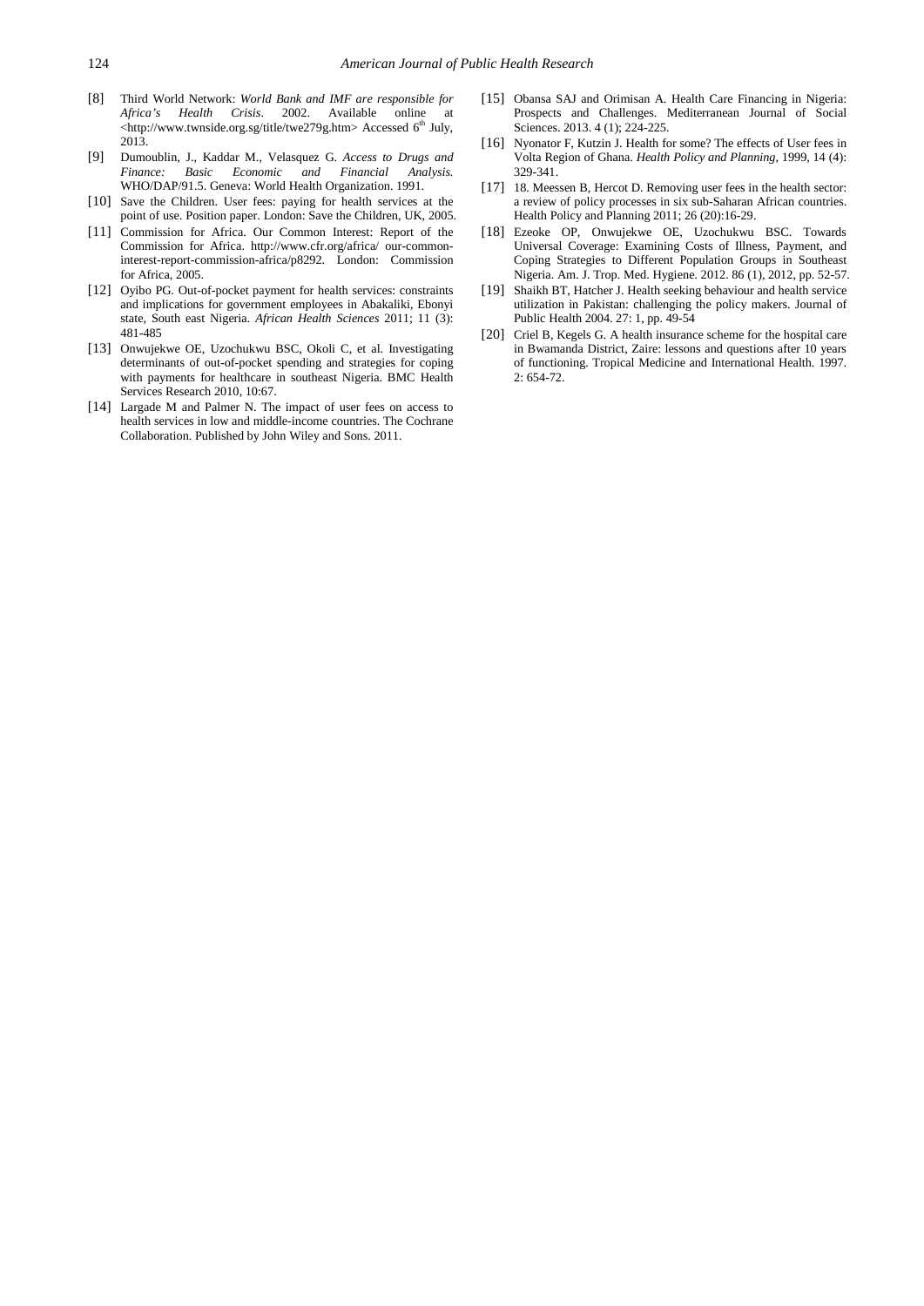[8] Third World Network: *World Bank and IMF are responsible for Africa's Health Crisis*. 2002. Available online at <http://www.twnside.org.sg/title/twe279g.htm> Accessed 6th July, 2013.

[9] Dumoublin, J., Kaddar M., Velasquez G. *Access to Drugs and Finance: Basic Economic and Financial Analysis.* WHO/DAP/91.5. Geneva: World Health Organization. 1991.

[10] Save the Children. User fees: paying for health services at the point of use. Position paper. London: Save the Children, UK, 2005.

[11] Commission for Africa. Our Common Interest: Report of the Commission for Africa. http://www.cfr.org/africa/ our-common-interest-report-commission-africa/p8292. London: Commission for Africa, 2005.

[12] Oyibo PG. Out-of-pocket payment for health services: constraints and implications for government employees in Abakaliki, Ebonyi state, South east Nigeria. *African Health Sciences* 2011; 11 (3): 481-485

[13] Onwujekwe OE, Uzochukwu BSC, Okoli C, et al. Investigating determinants of out-of-pocket spending and strategies for coping with payments for healthcare in southeast Nigeria. BMC Health Services Research 2010, 10:67.

[14] Largade M and Palmer N. The impact of user fees on access to health services in low and middle-income countries. The Cochrane Collaboration. Published by John Wiley and Sons. 2011.

[15] Obansa SAJ and Orimisan A. Health Care Financing in Nigeria: Prospects and Challenges. Mediterranean Journal of Social Sciences. 2013. 4 (1); 224-225.

[16] Nyonator F, Kutzin J. Health for some? The effects of User fees in Volta Region of Ghana. *Health Policy and Planning*, 1999, 14 (4): 329-341.

[17] 18. Meessen B, Hercot D. Removing user fees in the health sector: a review of policy processes in six sub-Saharan African countries. Health Policy and Planning 2011; 26 (20):16-29.

[18] Ezeoke OP, Onwujekwe OE, Uzochukwu BSC. Towards Universal Coverage: Examining Costs of Illness, Payment, and Coping Strategies to Different Population Groups in Southeast Nigeria. Am. J. Trop. Med. Hygiene. 2012. 86 (1), 2012, pp. 52-57.

[19] Shaikh BT, Hatcher J. Health seeking behaviour and health service utilization in Pakistan: challenging the policy makers. Journal of Public Health 2004. 27: 1, pp. 49-54

[20] Criel B, Kegels G. A health insurance scheme for the hospital care in Bwamanda District, Zaire: lessons and questions after 10 years of functioning. Tropical Medicine and International Health. 1997. 2: 654-72.